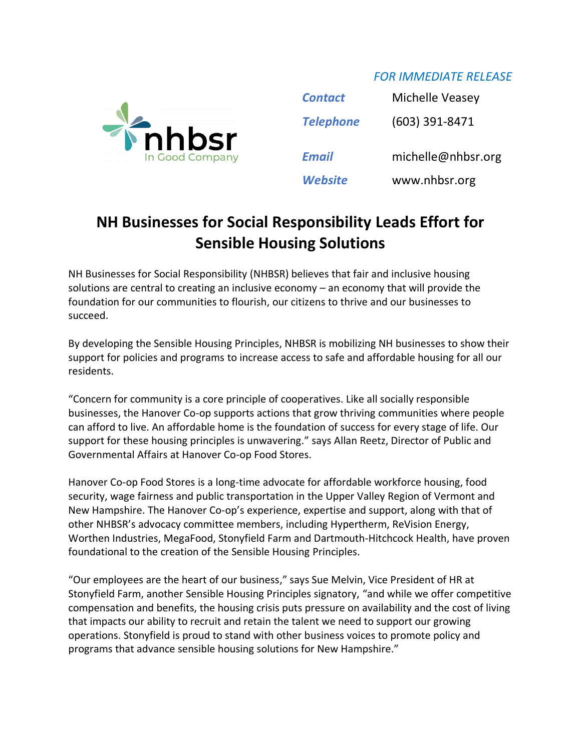nhbsr
In Good Company

*FOR IMMEDIATE RELEASE*

| | |
|---|---|
| ***Contact*** | Michelle Veasey |
| ***Telephone*** | (603) 391-8471 |
| ***Email*** | michelle@nhbsr.org |
| ***Website*** | www.nhbsr.org |

# NH Businesses for Social Responsibility Leads Effort for Sensible Housing Solutions

NH Businesses for Social Responsibility (NHBSR) believes that fair and inclusive housing solutions are central to creating an inclusive economy – an economy that will provide the foundation for our communities to flourish, our citizens to thrive and our businesses to succeed.

By developing the Sensible Housing Principles, NHBSR is mobilizing NH businesses to show their support for policies and programs to increase access to safe and affordable housing for all our residents.

"Concern for community is a core principle of cooperatives. Like all socially responsible businesses, the Hanover Co-op supports actions that grow thriving communities where people can afford to live. An affordable home is the foundation of success for every stage of life. Our support for these housing principles is unwavering." says Allan Reetz, Director of Public and Governmental Affairs at Hanover Co-op Food Stores.

Hanover Co-op Food Stores is a long-time advocate for affordable workforce housing, food security, wage fairness and public transportation in the Upper Valley Region of Vermont and New Hampshire. The Hanover Co-op's experience, expertise and support, along with that of other NHBSR's advocacy committee members, including Hypertherm, ReVision Energy, Worthen Industries, MegaFood, Stonyfield Farm and Dartmouth-Hitchcock Health, have proven foundational to the creation of the Sensible Housing Principles.

"Our employees are the heart of our business," says Sue Melvin, Vice President of HR at Stonyfield Farm, another Sensible Housing Principles signatory, "and while we offer competitive compensation and benefits, the housing crisis puts pressure on availability and the cost of living that impacts our ability to recruit and retain the talent we need to support our growing operations. Stonyfield is proud to stand with other business voices to promote policy and programs that advance sensible housing solutions for New Hampshire."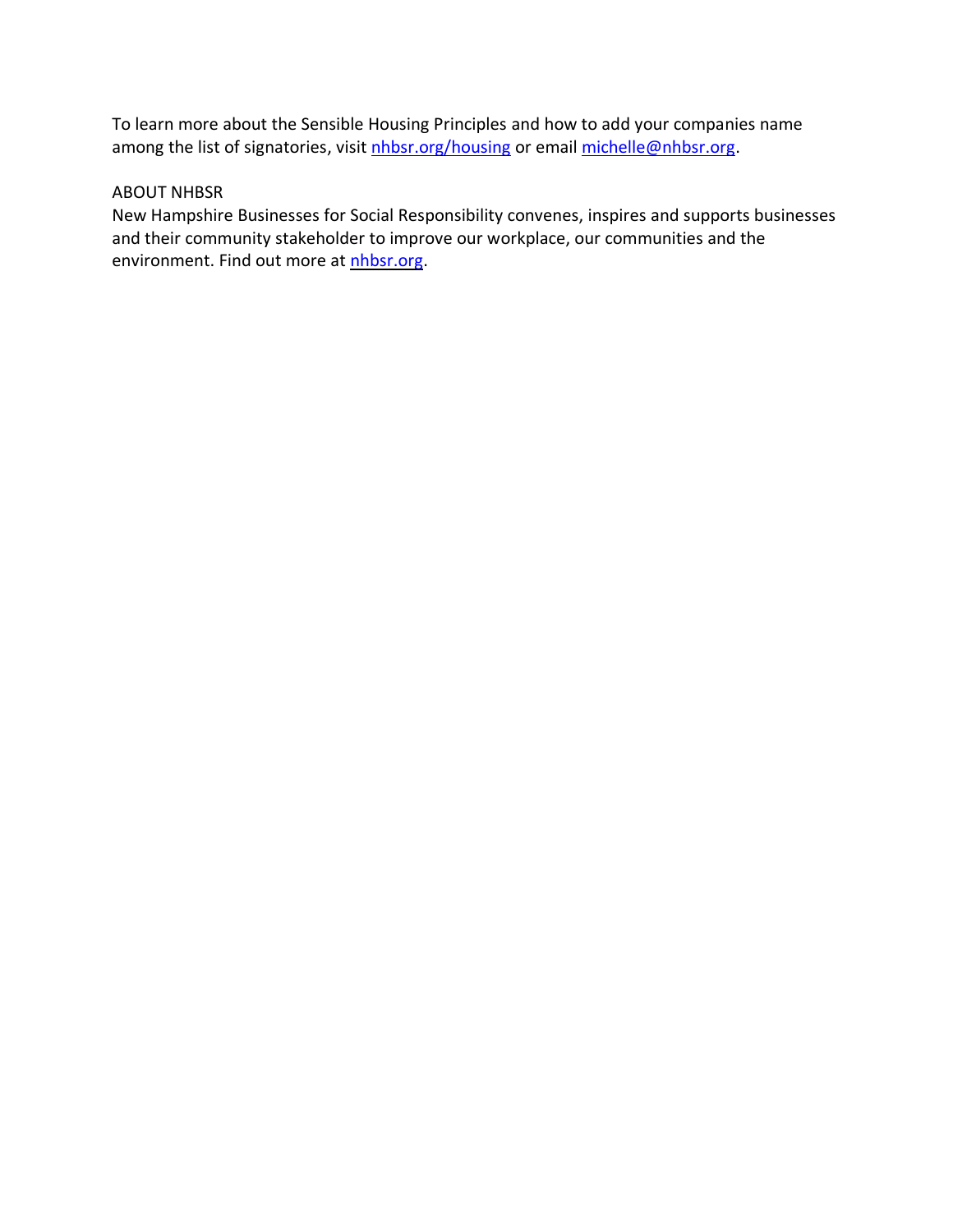To learn more about the Sensible Housing Principles and how to add your companies name among the list of signatories, visit [nhbsr.org/housing](nhbsr.org/housing) or email [michelle@nhbsr.org](mailto:michelle@nhbsr.org).

ABOUT NHBSR

New Hampshire Businesses for Social Responsibility convenes, inspires and supports businesses and their community stakeholder to improve our workplace, our communities and the environment. Find out more at [nhbsr.org](nhbsr.org).